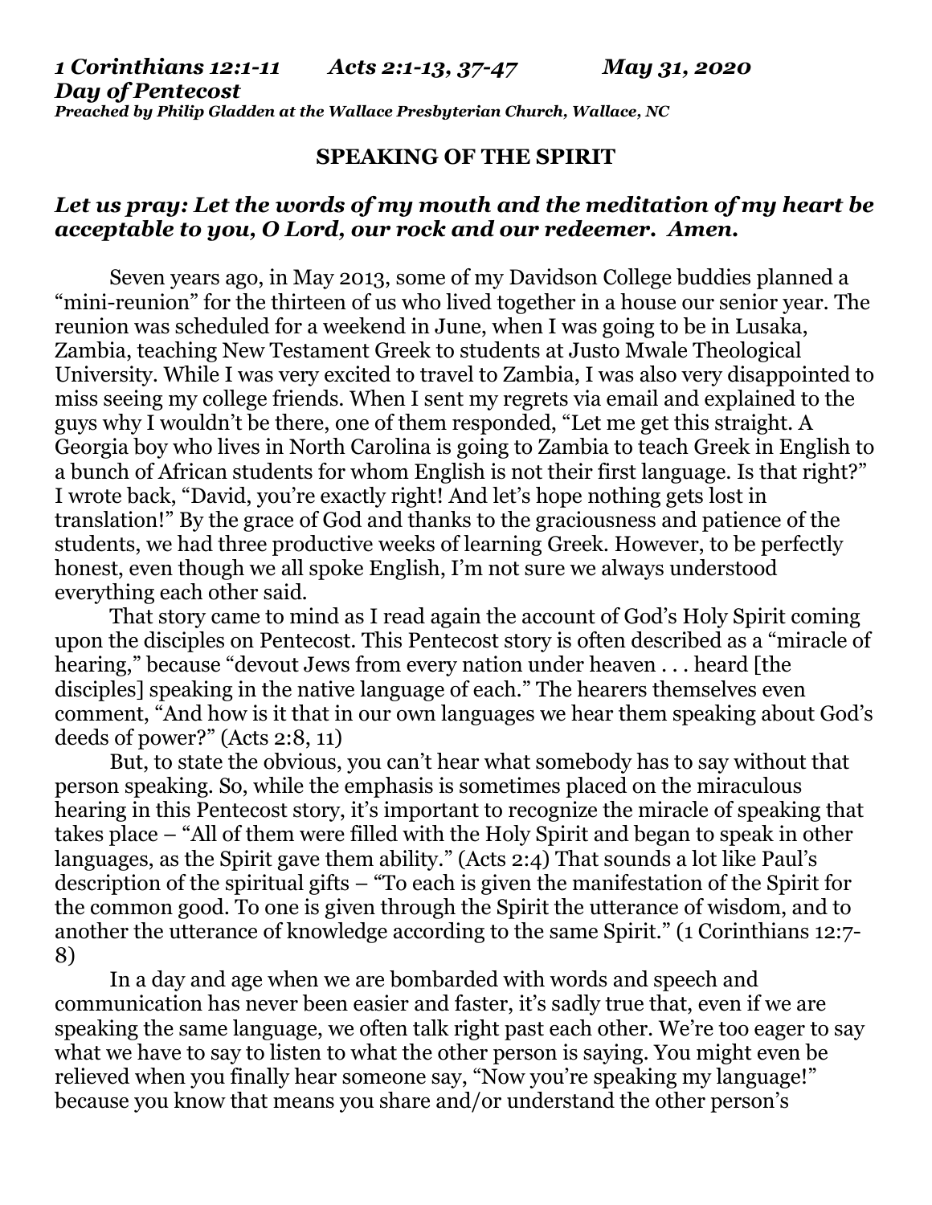***1 Corinthians 12:1-11 Acts 2:1-13, 37-47 May 31, 2020***
***Day of Pentecost***
***Preached by Philip Gladden at the Wallace Presbyterian Church, Wallace, NC***

## SPEAKING OF THE SPIRIT

***Let us pray: Let the words of my mouth and the meditation of my heart be acceptable to you, O Lord, our rock and our redeemer. Amen.***

Seven years ago, in May 2013, some of my Davidson College buddies planned a "mini-reunion" for the thirteen of us who lived together in a house our senior year. The reunion was scheduled for a weekend in June, when I was going to be in Lusaka, Zambia, teaching New Testament Greek to students at Justo Mwale Theological University. While I was very excited to travel to Zambia, I was also very disappointed to miss seeing my college friends. When I sent my regrets via email and explained to the guys why I wouldn't be there, one of them responded, "Let me get this straight. A Georgia boy who lives in North Carolina is going to Zambia to teach Greek in English to a bunch of African students for whom English is not their first language. Is that right?" I wrote back, "David, you're exactly right! And let's hope nothing gets lost in translation!" By the grace of God and thanks to the graciousness and patience of the students, we had three productive weeks of learning Greek. However, to be perfectly honest, even though we all spoke English, I'm not sure we always understood everything each other said.

That story came to mind as I read again the account of God's Holy Spirit coming upon the disciples on Pentecost. This Pentecost story is often described as a "miracle of hearing," because "devout Jews from every nation under heaven . . . heard [the disciples] speaking in the native language of each." The hearers themselves even comment, "And how is it that in our own languages we hear them speaking about God's deeds of power?" (Acts 2:8, 11)

But, to state the obvious, you can't hear what somebody has to say without that person speaking. So, while the emphasis is sometimes placed on the miraculous hearing in this Pentecost story, it's important to recognize the miracle of speaking that takes place – "All of them were filled with the Holy Spirit and began to speak in other languages, as the Spirit gave them ability." (Acts 2:4) That sounds a lot like Paul's description of the spiritual gifts – "To each is given the manifestation of the Spirit for the common good. To one is given through the Spirit the utterance of wisdom, and to another the utterance of knowledge according to the same Spirit." (1 Corinthians 12:7-8)

In a day and age when we are bombarded with words and speech and communication has never been easier and faster, it's sadly true that, even if we are speaking the same language, we often talk right past each other. We're too eager to say what we have to say to listen to what the other person is saying. You might even be relieved when you finally hear someone say, "Now you're speaking my language!" because you know that means you share and/or understand the other person's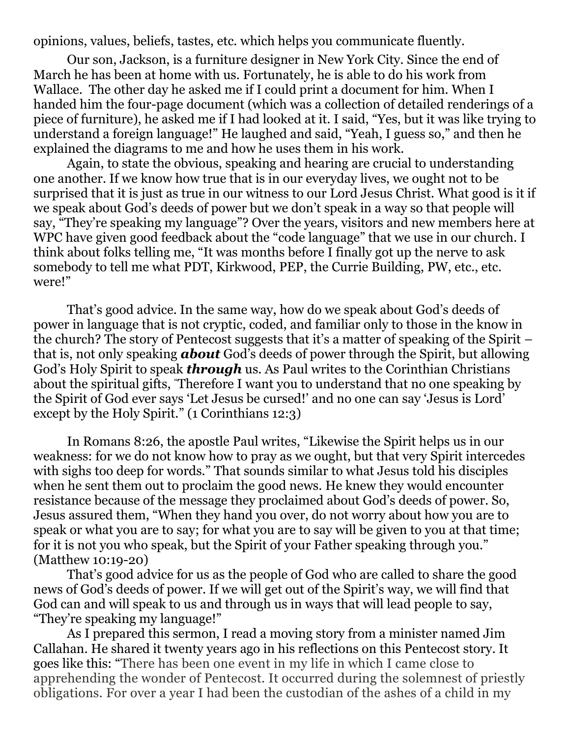opinions, values, beliefs, tastes, etc. which helps you communicate fluently.

Our son, Jackson, is a furniture designer in New York City. Since the end of March he has been at home with us. Fortunately, he is able to do his work from Wallace. The other day he asked me if I could print a document for him. When I handed him the four-page document (which was a collection of detailed renderings of a piece of furniture), he asked me if I had looked at it. I said, "Yes, but it was like trying to understand a foreign language!" He laughed and said, "Yeah, I guess so," and then he explained the diagrams to me and how he uses them in his work.

Again, to state the obvious, speaking and hearing are crucial to understanding one another. If we know how true that is in our everyday lives, we ought not to be surprised that it is just as true in our witness to our Lord Jesus Christ. What good is it if we speak about God's deeds of power but we don't speak in a way so that people will say, "They're speaking my language"? Over the years, visitors and new members here at WPC have given good feedback about the "code language" that we use in our church. I think about folks telling me, "It was months before I finally got up the nerve to ask somebody to tell me what PDT, Kirkwood, PEP, the Currie Building, PW, etc., etc. were!"

That's good advice. In the same way, how do we speak about God's deeds of power in language that is not cryptic, coded, and familiar only to those in the know in the church? The story of Pentecost suggests that it's a matter of speaking of the Spirit – that is, not only speaking ***about*** God's deeds of power through the Spirit, but allowing God's Holy Spirit to speak ***through*** us. As Paul writes to the Corinthian Christians about the spiritual gifts, "Therefore I want you to understand that no one speaking by the Spirit of God ever says 'Let Jesus be cursed!' and no one can say 'Jesus is Lord' except by the Holy Spirit." (1 Corinthians 12:3)

In Romans 8:26, the apostle Paul writes, "Likewise the Spirit helps us in our weakness: for we do not know how to pray as we ought, but that very Spirit intercedes with sighs too deep for words." That sounds similar to what Jesus told his disciples when he sent them out to proclaim the good news. He knew they would encounter resistance because of the message they proclaimed about God's deeds of power. So, Jesus assured them, "When they hand you over, do not worry about how you are to speak or what you are to say; for what you are to say will be given to you at that time; for it is not you who speak, but the Spirit of your Father speaking through you." (Matthew 10:19-20)

That's good advice for us as the people of God who are called to share the good news of God's deeds of power. If we will get out of the Spirit's way, we will find that God can and will speak to us and through us in ways that will lead people to say, "They're speaking my language!"

As I prepared this sermon, I read a moving story from a minister named Jim Callahan. He shared it twenty years ago in his reflections on this Pentecost story. It goes like this: "There has been one event in my life in which I came close to apprehending the wonder of Pentecost. It occurred during the solemnest of priestly obligations. For over a year I had been the custodian of the ashes of a child in my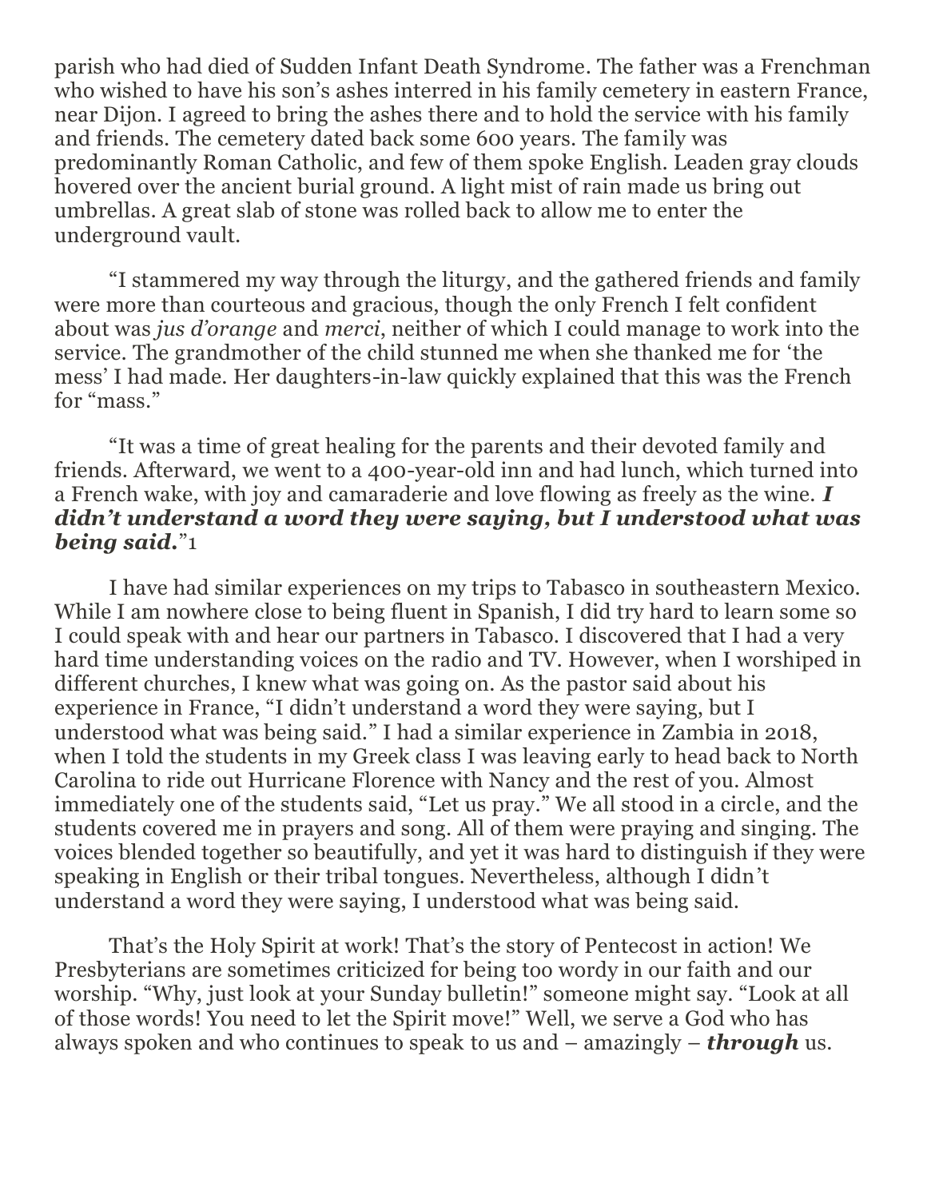parish who had died of Sudden Infant Death Syndrome. The father was a Frenchman who wished to have his son's ashes interred in his family cemetery in eastern France, near Dijon. I agreed to bring the ashes there and to hold the service with his family and friends. The cemetery dated back some 600 years. The family was predominantly Roman Catholic, and few of them spoke English. Leaden gray clouds hovered over the ancient burial ground. A light mist of rain made us bring out umbrellas. A great slab of stone was rolled back to allow me to enter the underground vault.

"I stammered my way through the liturgy, and the gathered friends and family were more than courteous and gracious, though the only French I felt confident about was *jus d'orange* and *merci*, neither of which I could manage to work into the service. The grandmother of the child stunned me when she thanked me for 'the mess' I had made. Her daughters-in-law quickly explained that this was the French for "mass."

"It was a time of great healing for the parents and their devoted family and friends. Afterward, we went to a 400-year-old inn and had lunch, which turned into a French wake, with joy and camaraderie and love flowing as freely as the wine. ***I didn't understand a word they were saying, but I understood what was being said.***"[1]

I have had similar experiences on my trips to Tabasco in southeastern Mexico. While I am nowhere close to being fluent in Spanish, I did try hard to learn some so I could speak with and hear our partners in Tabasco. I discovered that I had a very hard time understanding voices on the radio and TV. However, when I worshiped in different churches, I knew what was going on. As the pastor said about his experience in France, "I didn't understand a word they were saying, but I understood what was being said." I had a similar experience in Zambia in 2018, when I told the students in my Greek class I was leaving early to head back to North Carolina to ride out Hurricane Florence with Nancy and the rest of you. Almost immediately one of the students said, "Let us pray." We all stood in a circle, and the students covered me in prayers and song. All of them were praying and singing. The voices blended together so beautifully, and yet it was hard to distinguish if they were speaking in English or their tribal tongues. Nevertheless, although I didn't understand a word they were saying, I understood what was being said.

That's the Holy Spirit at work! That's the story of Pentecost in action! We Presbyterians are sometimes criticized for being too wordy in our faith and our worship. "Why, just look at your Sunday bulletin!" someone might say. "Look at all of those words! You need to let the Spirit move!" Well, we serve a God who has always spoken and who continues to speak to us and – amazingly – ***through*** us.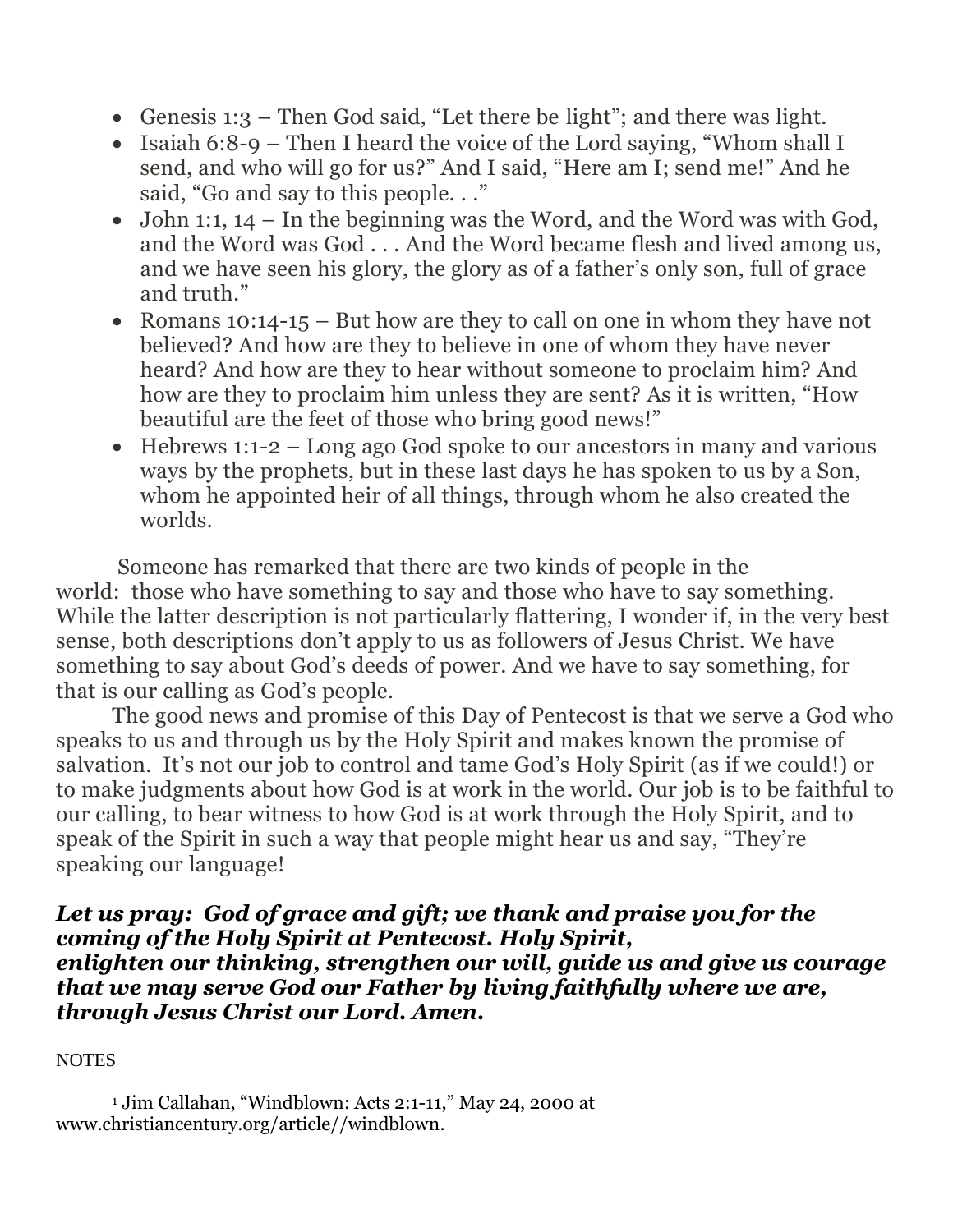- Genesis 1:3 – Then God said, "Let there be light"; and there was light.
- Isaiah 6:8-9 – Then I heard the voice of the Lord saying, "Whom shall I send, and who will go for us?" And I said, "Here am I; send me!" And he said, "Go and say to this people. . ."
- John 1:1, 14 – In the beginning was the Word, and the Word was with God, and the Word was God . . . And the Word became flesh and lived among us, and we have seen his glory, the glory as of a father's only son, full of grace and truth."
- Romans 10:14-15 – But how are they to call on one in whom they have not believed? And how are they to believe in one of whom they have never heard? And how are they to hear without someone to proclaim him? And how are they to proclaim him unless they are sent? As it is written, "How beautiful are the feet of those who bring good news!"
- Hebrews 1:1-2 – Long ago God spoke to our ancestors in many and various ways by the prophets, but in these last days he has spoken to us by a Son, whom he appointed heir of all things, through whom he also created the worlds.

Someone has remarked that there are two kinds of people in the world: those who have something to say and those who have to say something. While the latter description is not particularly flattering, I wonder if, in the very best sense, both descriptions don't apply to us as followers of Jesus Christ. We have something to say about God's deeds of power. And we have to say something, for that is our calling as God's people.

The good news and promise of this Day of Pentecost is that we serve a God who speaks to us and through us by the Holy Spirit and makes known the promise of salvation. It's not our job to control and tame God's Holy Spirit (as if we could!) or to make judgments about how God is at work in the world. Our job is to be faithful to our calling, to bear witness to how God is at work through the Holy Spirit, and to speak of the Spirit in such a way that people might hear us and say, "They're speaking our language!

***Let us pray: God of grace and gift; we thank and praise you for the coming of the Holy Spirit at Pentecost. Holy Spirit, enlighten our thinking, strengthen our will, guide us and give us courage that we may serve God our Father by living faithfully where we are, through Jesus Christ our Lord. Amen.***

NOTES

[1] Jim Callahan, "Windblown: Acts 2:1-11," May 24, 2000 at www.christiancentury.org/article//windblown.